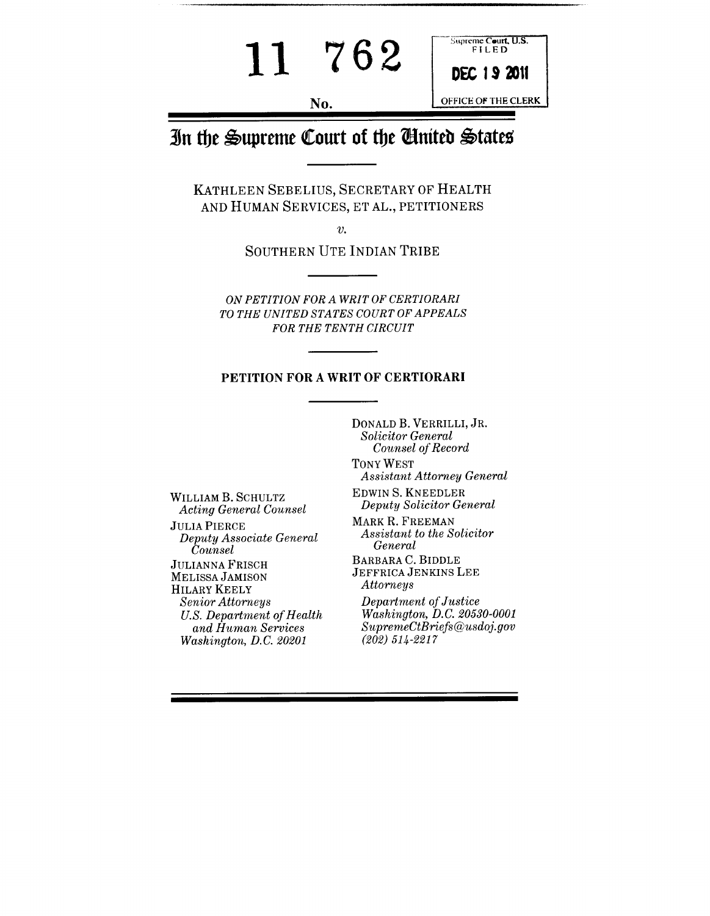11 762

No.

Supreme Court, U.S.
FILED

DEC 19 2011

OFFICE OF THE CLERK

# In the Supreme Court of the United States

KATHLEEN SEBELIUS, SECRETARY OF HEALTH AND HUMAN SERVICES, ET AL., PETITIONERS

*v.*

SOUTHERN UTE INDIAN TRIBE

*ON PETITION FOR A WRIT OF CERTIORARI TO THE UNITED STATES COURT OF APPEALS FOR THE TENTH CIRCUIT*

## PETITION FOR A WRIT OF CERTIORARI

DONALD B. VERRILLI, JR.
*Solicitor General*
*Counsel of Record*

TONY WEST
*Assistant Attorney General*

EDWIN S. KNEEDLER
*Deputy Solicitor General*

MARK R. FREEMAN
*Assistant to the Solicitor General*

BARBARA C. BIDDLE
JEFFRICA JENKINS LEE
*Attorneys*

*Department of Justice*
*Washington, D.C. 20530-0001*
*SupremeCtBriefs@usdoj.gov*
*(202) 514-2217*

WILLIAM B. SCHULTZ
*Acting General Counsel*

JULIA PIERCE
*Deputy Associate General Counsel*

JULIANNA FRISCH
MELISSA JAMISON
HILARY KEELY
*Senior Attorneys*
*U.S. Department of Health and Human Services*
*Washington, D.C. 20201*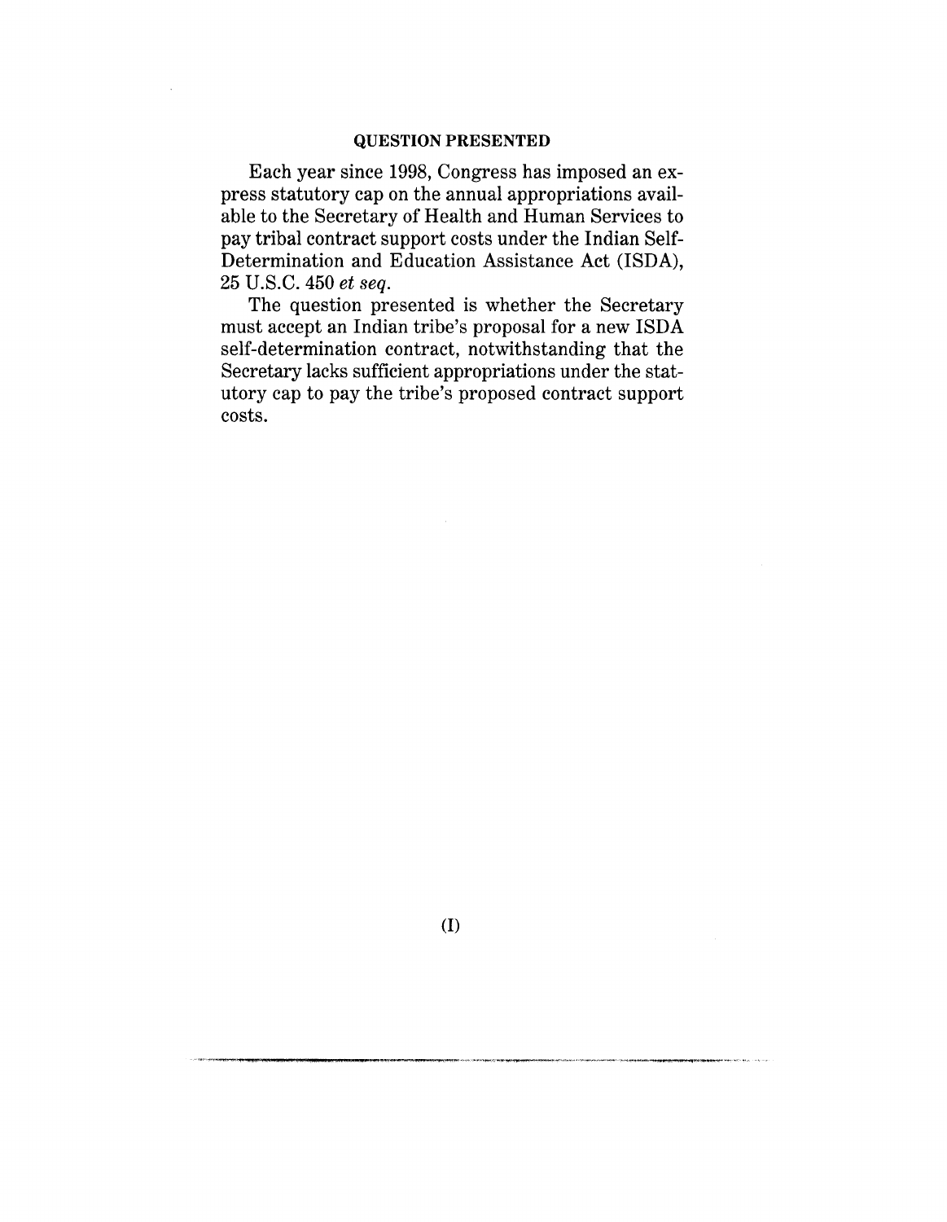## QUESTION PRESENTED

Each year since 1998, Congress has imposed an express statutory cap on the annual appropriations available to the Secretary of Health and Human Services to pay tribal contract support costs under the Indian Self-Determination and Education Assistance Act (ISDA), 25 U.S.C. 450 *et seq.*

The question presented is whether the Secretary must accept an Indian tribe's proposal for a new ISDA self-determination contract, notwithstanding that the Secretary lacks sufficient appropriations under the statutory cap to pay the tribe's proposed contract support costs.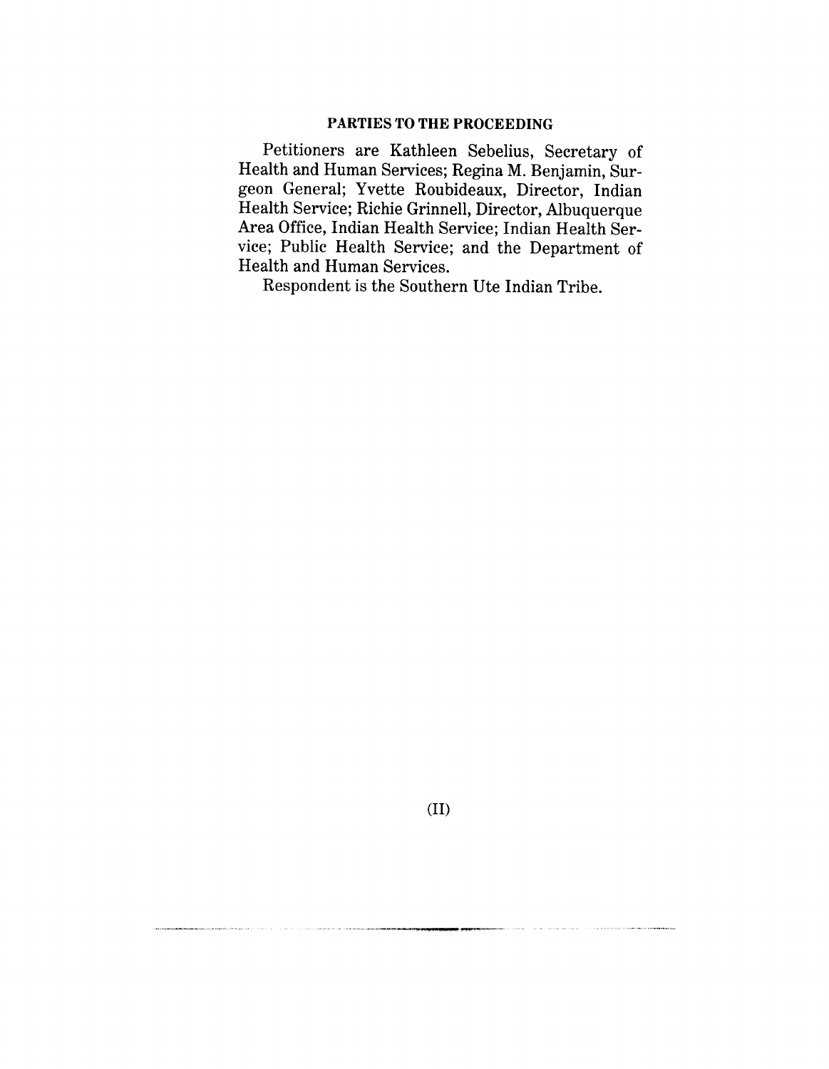## PARTIES TO THE PROCEEDING

Petitioners are Kathleen Sebelius, Secretary of Health and Human Services; Regina M. Benjamin, Surgeon General; Yvette Roubideaux, Director, Indian Health Service; Richie Grinnell, Director, Albuquerque Area Office, Indian Health Service; Indian Health Service; Public Health Service; and the Department of Health and Human Services.

Respondent is the Southern Ute Indian Tribe.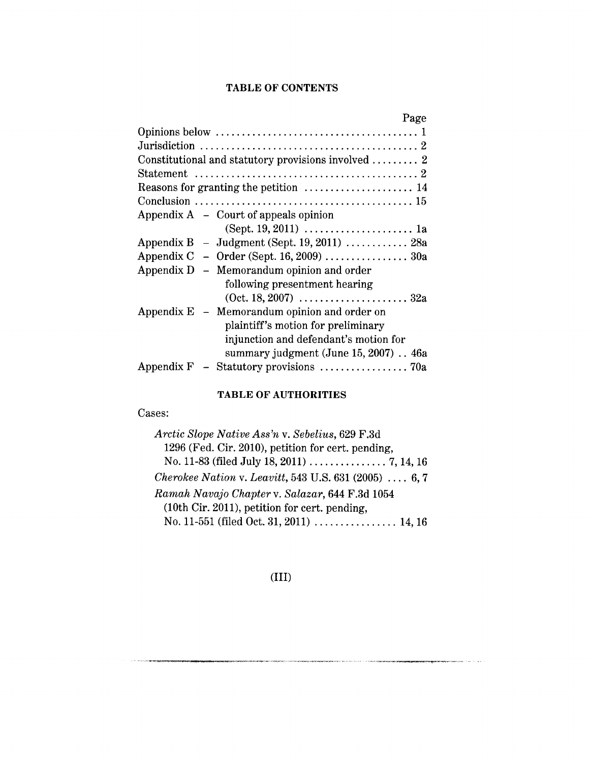**TABLE OF CONTENTS**

| | Page |
|---|---|
| Opinions below | 1 |
| Jurisdiction | 2 |
| Constitutional and statutory provisions involved | 2 |
| Statement | 2 |
| Reasons for granting the petition | 14 |
| Conclusion | 15 |
| Appendix A – Court of appeals opinion (Sept. 19, 2011) | 1a |
| Appendix B – Judgment (Sept. 19, 2011) | 28a |
| Appendix C – Order (Sept. 16, 2009) | 30a |
| Appendix D – Memorandum opinion and order following presentment hearing (Oct. 18, 2007) | 32a |
| Appendix E – Memorandum opinion and order on plaintiff's motion for preliminary injunction and defendant's motion for summary judgment (June 15, 2007) | 46a |
| Appendix F – Statutory provisions | 70a |

**TABLE OF AUTHORITIES**

Cases:

*Arctic Slope Native Ass'n* v. *Sebelius*, 629 F.3d 1296 (Fed. Cir. 2010), petition for cert. pending, No. 11-83 (filed July 18, 2011) ............... 7, 14, 16

*Cherokee Nation* v. *Leavitt*, 543 U.S. 631 (2005) .... 6, 7

*Ramah Navajo Chapter* v. *Salazar*, 644 F.3d 1054 (10th Cir. 2011), petition for cert. pending, No. 11-551 (filed Oct. 31, 2011) ................ 14, 16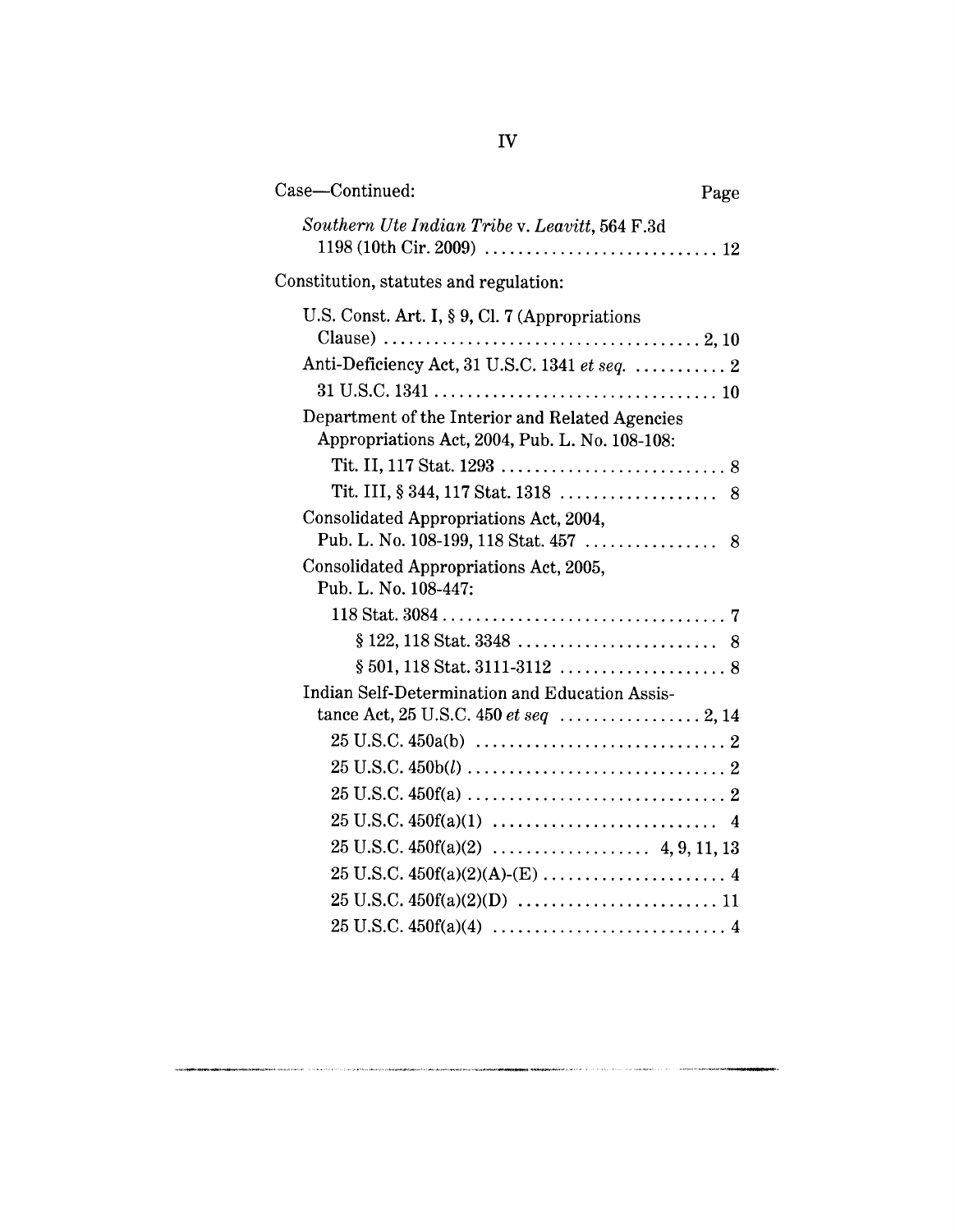| Case—Continued: | Page |
|---|---|
| *Southern Ute Indian Tribe* v. *Leavitt*, 564 F.3d 1198 (10th Cir. 2009) | 12 |

Constitution, statutes and regulation:

| | Page |
|---|---|
| U.S. Const. Art. I, § 9, Cl. 7 (Appropriations Clause) | 2, 10 |
| Anti-Deficiency Act, 31 U.S.C. 1341 *et seq.* | 2 |
| 31 U.S.C. 1341 | 10 |
| Department of the Interior and Related Agencies Appropriations Act, 2004, Pub. L. No. 108-108: | |
| Tit. II, 117 Stat. 1293 | 8 |
| Tit. III, § 344, 117 Stat. 1318 | 8 |
| Consolidated Appropriations Act, 2004, Pub. L. No. 108-199, 118 Stat. 457 | 8 |
| Consolidated Appropriations Act, 2005, Pub. L. No. 108-447: | |
| 118 Stat. 3084 | 7 |
| § 122, 118 Stat. 3348 | 8 |
| § 501, 118 Stat. 3111-3112 | 8 |
| Indian Self-Determination and Education Assistance Act, 25 U.S.C. 450 *et seq* | 2, 14 |
| 25 U.S.C. 450a(b) | 2 |
| 25 U.S.C. 450b(*l*) | 2 |
| 25 U.S.C. 450f(a) | 2 |
| 25 U.S.C. 450f(a)(1) | 4 |
| 25 U.S.C. 450f(a)(2) | 4, 9, 11, 13 |
| 25 U.S.C. 450f(a)(2)(A)-(E) | 4 |
| 25 U.S.C. 450f(a)(2)(D) | 11 |
| 25 U.S.C. 450f(a)(4) | 4 |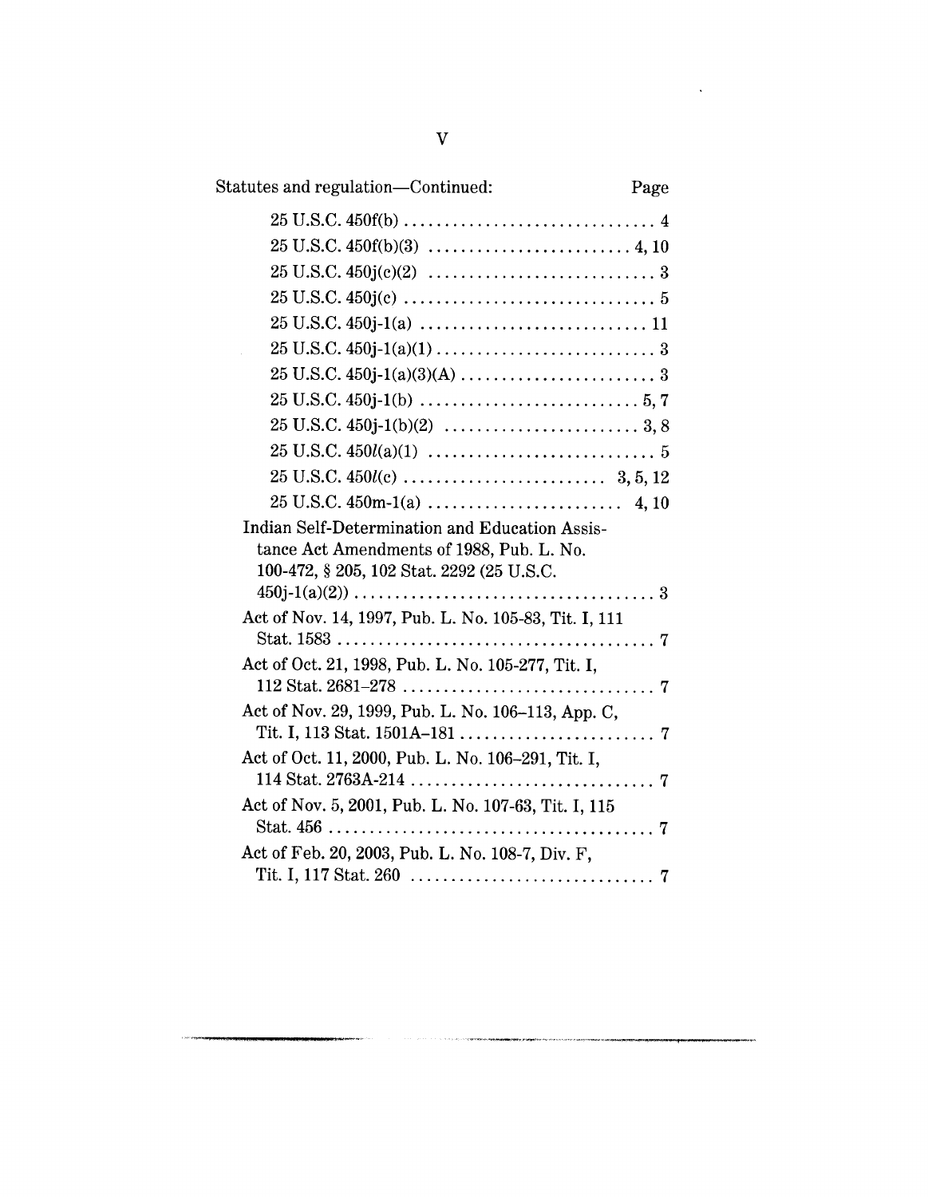Statutes and regulation—Continued: Page

25 U.S.C. 450f(b) . . . . . . . . . . . . . . . . . . . . . . . . . . . . . . . 4

25 U.S.C. 450f(b)(3) . . . . . . . . . . . . . . . . . . . . . . . . . 4, 10

25 U.S.C. 450j(c)(2) . . . . . . . . . . . . . . . . . . . . . . . . . . . . 3

25 U.S.C. 450j(c) . . . . . . . . . . . . . . . . . . . . . . . . . . . . . . . 5

25 U.S.C. 450j-1(a) . . . . . . . . . . . . . . . . . . . . . . . . . . . . 11

25 U.S.C. 450j-1(a)(1) . . . . . . . . . . . . . . . . . . . . . . . . . . . 3

25 U.S.C. 450j-1(a)(3)(A) . . . . . . . . . . . . . . . . . . . . . . . . 3

25 U.S.C. 450j-1(b) . . . . . . . . . . . . . . . . . . . . . . . . . . . 5, 7

25 U.S.C. 450j-1(b)(2) . . . . . . . . . . . . . . . . . . . . . . . . 3, 8

25 U.S.C. 450*l*(a)(1) . . . . . . . . . . . . . . . . . . . . . . . . . . . . 5

25 U.S.C. 450*l*(c) . . . . . . . . . . . . . . . . . . . . . . . . . 3, 5, 12

25 U.S.C. 450m-1(a) . . . . . . . . . . . . . . . . . . . . . . . . 4, 10

Indian Self-Determination and Education Assistance Act Amendments of 1988, Pub. L. No. 100-472, § 205, 102 Stat. 2292 (25 U.S.C. 450j-1(a)(2)) . . . . . . . . . . . . . . . . . . . . . . . . . . . . . . . . . . . . . 3

Act of Nov. 14, 1997, Pub. L. No. 105-83, Tit. I, 111 Stat. 1583 . . . . . . . . . . . . . . . . . . . . . . . . . . . . . . . . . . . . . . . 7

Act of Oct. 21, 1998, Pub. L. No. 105-277, Tit. I, 112 Stat. 2681–278 . . . . . . . . . . . . . . . . . . . . . . . . . . . . . . . 7

Act of Nov. 29, 1999, Pub. L. No. 106–113, App. C, Tit. I, 113 Stat. 1501A–181 . . . . . . . . . . . . . . . . . . . . . . . . 7

Act of Oct. 11, 2000, Pub. L. No. 106–291, Tit. I, 114 Stat. 2763A-214 . . . . . . . . . . . . . . . . . . . . . . . . . . . . . . 7

Act of Nov. 5, 2001, Pub. L. No. 107-63, Tit. I, 115 Stat. 456 . . . . . . . . . . . . . . . . . . . . . . . . . . . . . . . . . . . . . . . . 7

Act of Feb. 20, 2003, Pub. L. No. 108-7, Div. F, Tit. I, 117 Stat. 260 . . . . . . . . . . . . . . . . . . . . . . . . . . . . . 7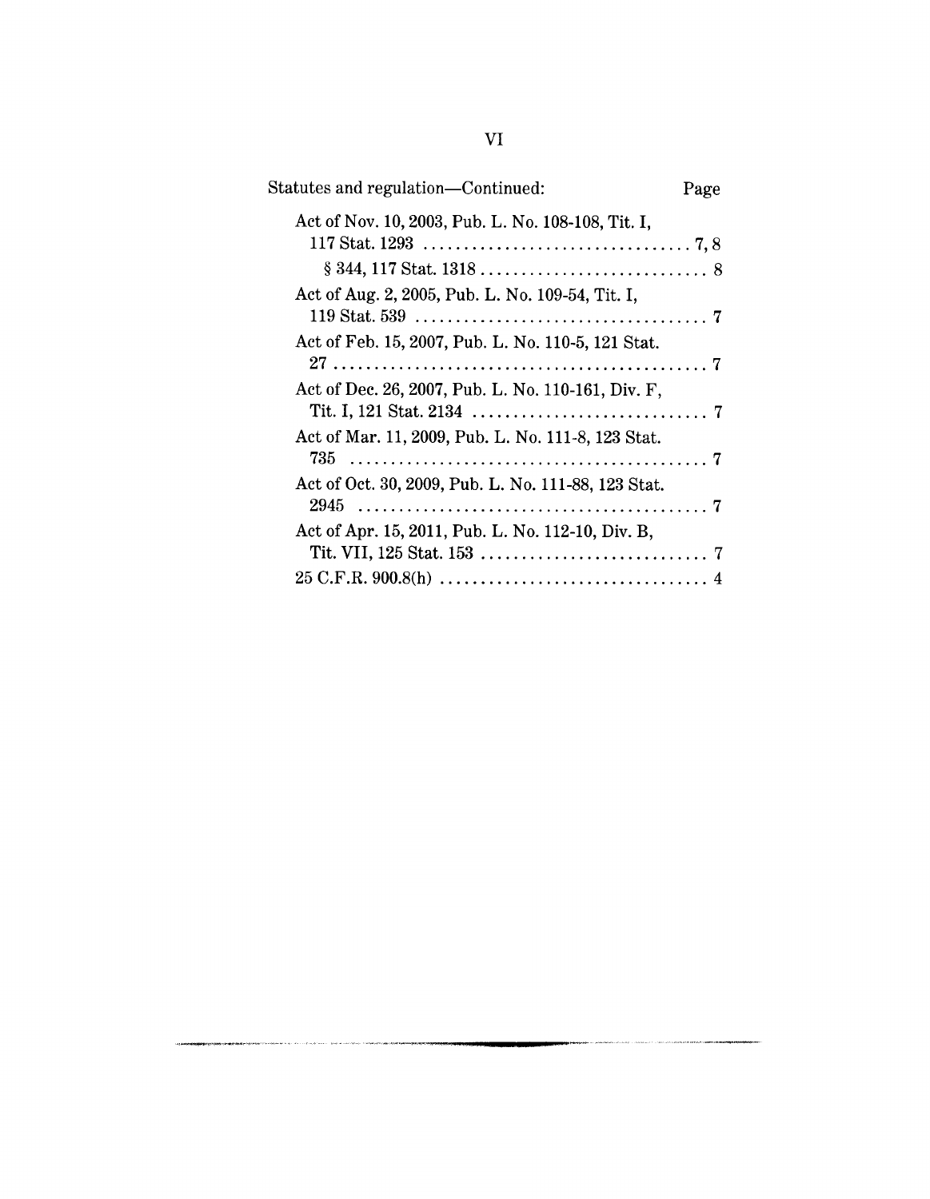Statutes and regulation—Continued: Page

Act of Nov. 10, 2003, Pub. L. No. 108-108, Tit. I, 117 Stat. 1293 ....... 7, 8

§ 344, 117 Stat. 1318 ....... 8

Act of Aug. 2, 2005, Pub. L. No. 109-54, Tit. I, 119 Stat. 539 ....... 7

Act of Feb. 15, 2007, Pub. L. No. 110-5, 121 Stat. 27 ....... 7

Act of Dec. 26, 2007, Pub. L. No. 110-161, Div. F, Tit. I, 121 Stat. 2134 ....... 7

Act of Mar. 11, 2009, Pub. L. No. 111-8, 123 Stat. 735 ....... 7

Act of Oct. 30, 2009, Pub. L. No. 111-88, 123 Stat. 2945 ....... 7

Act of Apr. 15, 2011, Pub. L. No. 112-10, Div. B, Tit. VII, 125 Stat. 153 ....... 7

25 C.F.R. 900.8(h) ....... 4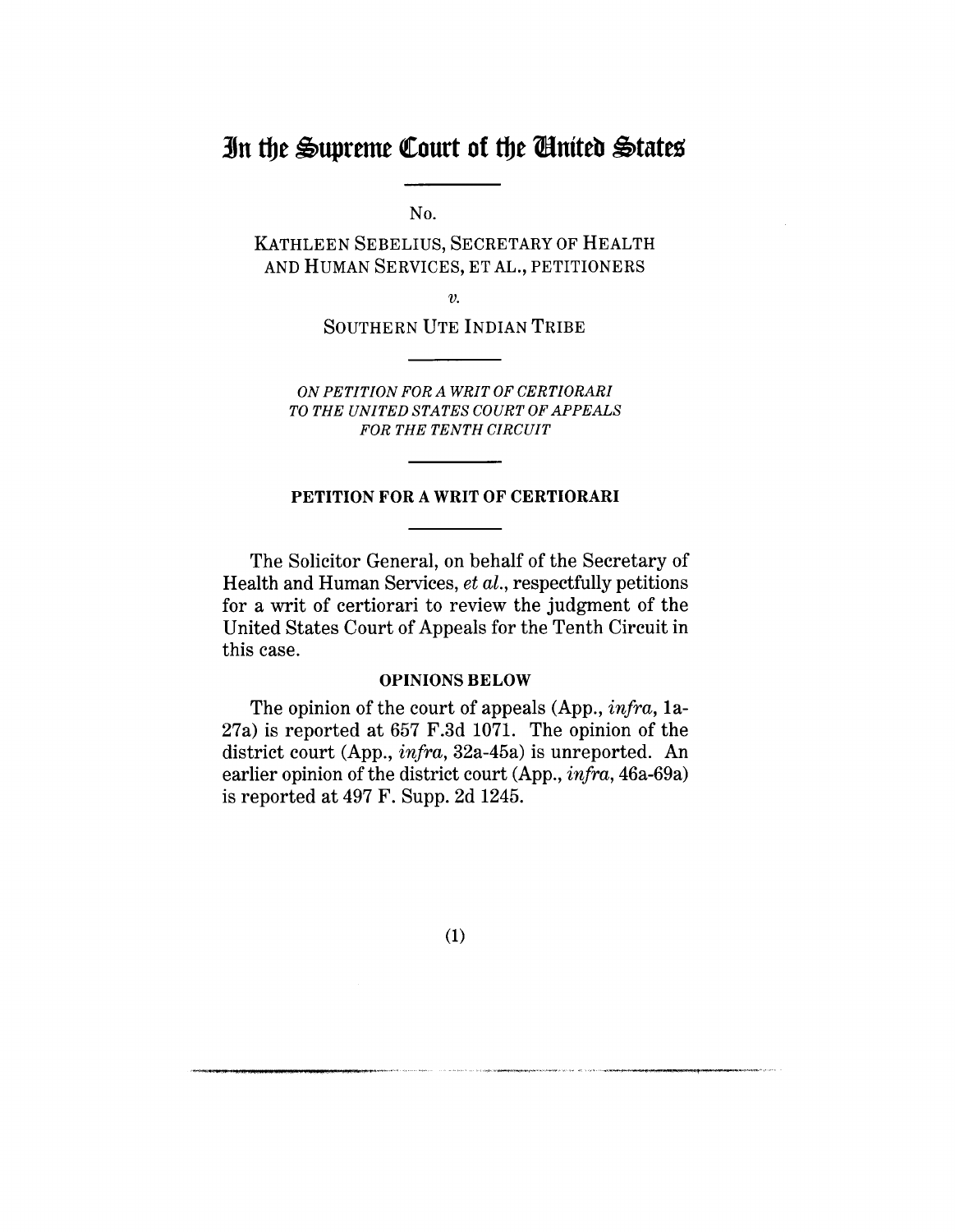# In the Supreme Court of the United States

No.

KATHLEEN SEBELIUS, SECRETARY OF HEALTH AND HUMAN SERVICES, ET AL., PETITIONERS

*v.*

SOUTHERN UTE INDIAN TRIBE

*ON PETITION FOR A WRIT OF CERTIORARI TO THE UNITED STATES COURT OF APPEALS FOR THE TENTH CIRCUIT*

## PETITION FOR A WRIT OF CERTIORARI

The Solicitor General, on behalf of the Secretary of Health and Human Services, *et al.*, respectfully petitions for a writ of certiorari to review the judgment of the United States Court of Appeals for the Tenth Circuit in this case.

### OPINIONS BELOW

The opinion of the court of appeals (App., *infra*, 1a-27a) is reported at 657 F.3d 1071. The opinion of the district court (App., *infra*, 32a-45a) is unreported. An earlier opinion of the district court (App., *infra*, 46a-69a) is reported at 497 F. Supp. 2d 1245.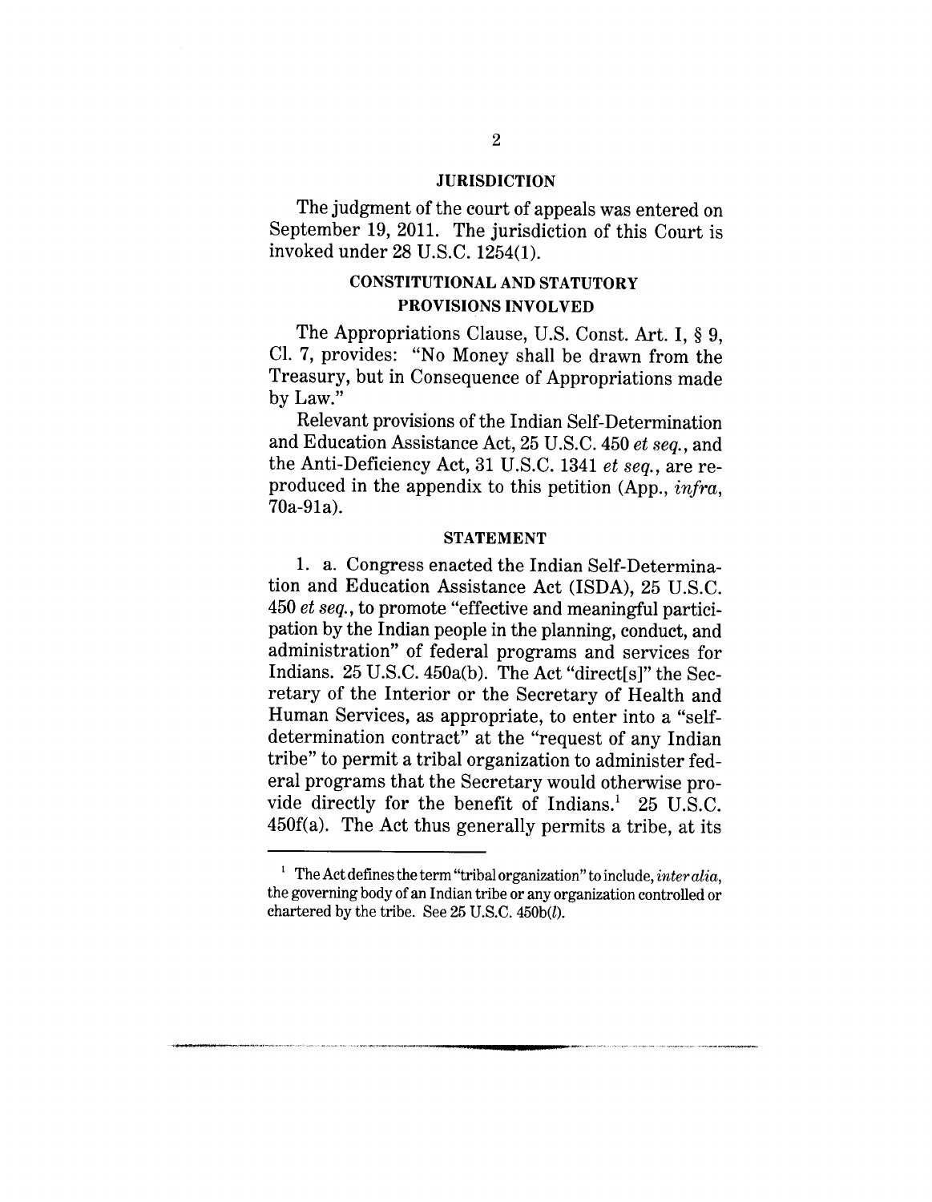## JURISDICTION

The judgment of the court of appeals was entered on September 19, 2011. The jurisdiction of this Court is invoked under 28 U.S.C. 1254(1).

## CONSTITUTIONAL AND STATUTORY PROVISIONS INVOLVED

The Appropriations Clause, U.S. Const. Art. I, § 9, Cl. 7, provides: "No Money shall be drawn from the Treasury, but in Consequence of Appropriations made by Law."

Relevant provisions of the Indian Self-Determination and Education Assistance Act, 25 U.S.C. 450 *et seq.*, and the Anti-Deficiency Act, 31 U.S.C. 1341 *et seq.*, are reproduced in the appendix to this petition (App., *infra*, 70a-91a).

## STATEMENT

1. a. Congress enacted the Indian Self-Determination and Education Assistance Act (ISDA), 25 U.S.C. 450 *et seq.*, to promote "effective and meaningful participation by the Indian people in the planning, conduct, and administration" of federal programs and services for Indians. 25 U.S.C. 450a(b). The Act "direct[s]" the Secretary of the Interior or the Secretary of Health and Human Services, as appropriate, to enter into a "self-determination contract" at the "request of any Indian tribe" to permit a tribal organization to administer federal programs that the Secretary would otherwise provide directly for the benefit of Indians.[1] 25 U.S.C. 450f(a). The Act thus generally permits a tribe, at its

[1] The Act defines the term "tribal organization" to include, *inter alia*, the governing body of an Indian tribe or any organization controlled or chartered by the tribe. See 25 U.S.C. 450b(*l*).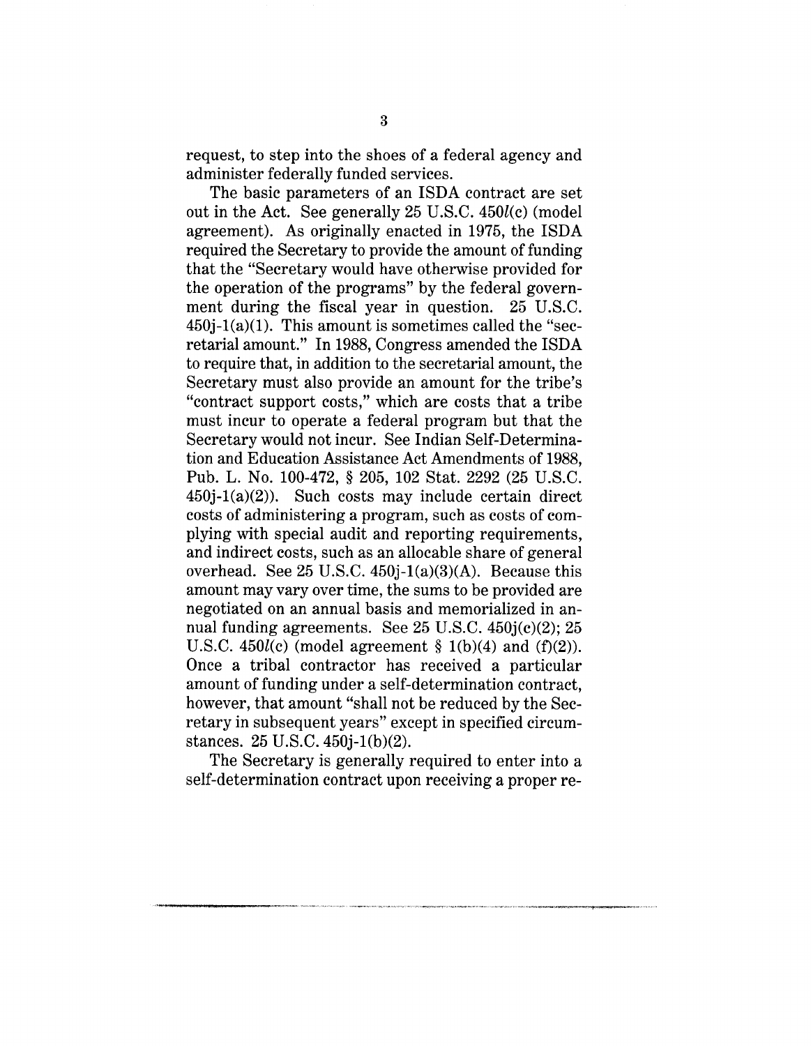request, to step into the shoes of a federal agency and administer federally funded services.

The basic parameters of an ISDA contract are set out in the Act. See generally 25 U.S.C. 450*l*(c) (model agreement). As originally enacted in 1975, the ISDA required the Secretary to provide the amount of funding that the "Secretary would have otherwise provided for the operation of the programs" by the federal government during the fiscal year in question. 25 U.S.C. 450j-1(a)(1). This amount is sometimes called the "secretarial amount." In 1988, Congress amended the ISDA to require that, in addition to the secretarial amount, the Secretary must also provide an amount for the tribe's "contract support costs," which are costs that a tribe must incur to operate a federal program but that the Secretary would not incur. See Indian Self-Determination and Education Assistance Act Amendments of 1988, Pub. L. No. 100-472, § 205, 102 Stat. 2292 (25 U.S.C. 450j-1(a)(2)). Such costs may include certain direct costs of administering a program, such as costs of complying with special audit and reporting requirements, and indirect costs, such as an allocable share of general overhead. See 25 U.S.C. 450j-1(a)(3)(A). Because this amount may vary over time, the sums to be provided are negotiated on an annual basis and memorialized in annual funding agreements. See 25 U.S.C. 450j(c)(2); 25 U.S.C. 450*l*(c) (model agreement § 1(b)(4) and (f)(2)). Once a tribal contractor has received a particular amount of funding under a self-determination contract, however, that amount "shall not be reduced by the Secretary in subsequent years" except in specified circumstances. 25 U.S.C. 450j-1(b)(2).

The Secretary is generally required to enter into a self-determination contract upon receiving a proper re-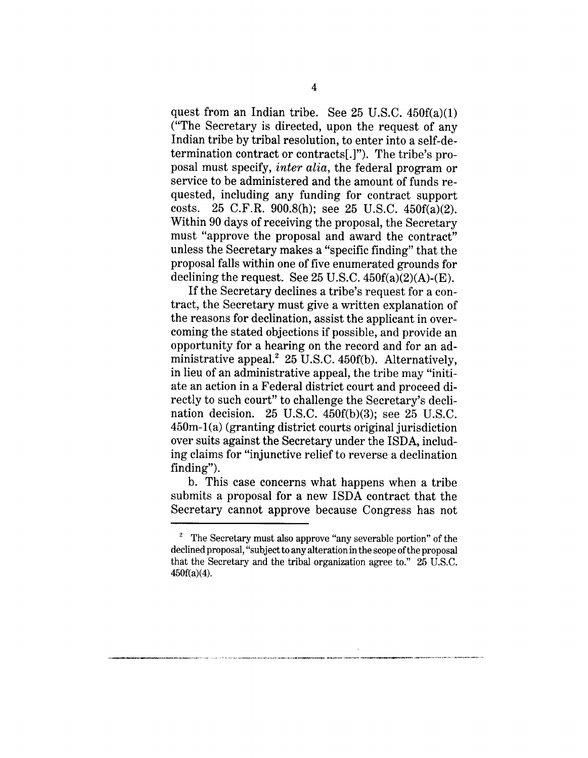quest from an Indian tribe. See 25 U.S.C. 450f(a)(1) ("The Secretary is directed, upon the request of any Indian tribe by tribal resolution, to enter into a self-determination contract or contracts[.]"). The tribe's proposal must specify, *inter alia*, the federal program or service to be administered and the amount of funds requested, including any funding for contract support costs. 25 C.F.R. 900.8(h); see 25 U.S.C. 450f(a)(2). Within 90 days of receiving the proposal, the Secretary must "approve the proposal and award the contract" unless the Secretary makes a "specific finding" that the proposal falls within one of five enumerated grounds for declining the request. See 25 U.S.C. 450f(a)(2)(A)-(E).

If the Secretary declines a tribe's request for a contract, the Secretary must give a written explanation of the reasons for declination, assist the applicant in overcoming the stated objections if possible, and provide an opportunity for a hearing on the record and for an administrative appeal.[2] 25 U.S.C. 450f(b). Alternatively, in lieu of an administrative appeal, the tribe may "initiate an action in a Federal district court and proceed directly to such court" to challenge the Secretary's declination decision. 25 U.S.C. 450f(b)(3); see 25 U.S.C. 450m-1(a) (granting district courts original jurisdiction over suits against the Secretary under the ISDA, including claims for "injunctive relief to reverse a declination finding").

b. This case concerns what happens when a tribe submits a proposal for a new ISDA contract that the Secretary cannot approve because Congress has not

---

[2] The Secretary must also approve "any severable portion" of the declined proposal, "subject to any alteration in the scope of the proposal that the Secretary and the tribal organization agree to." 25 U.S.C. 450f(a)(4).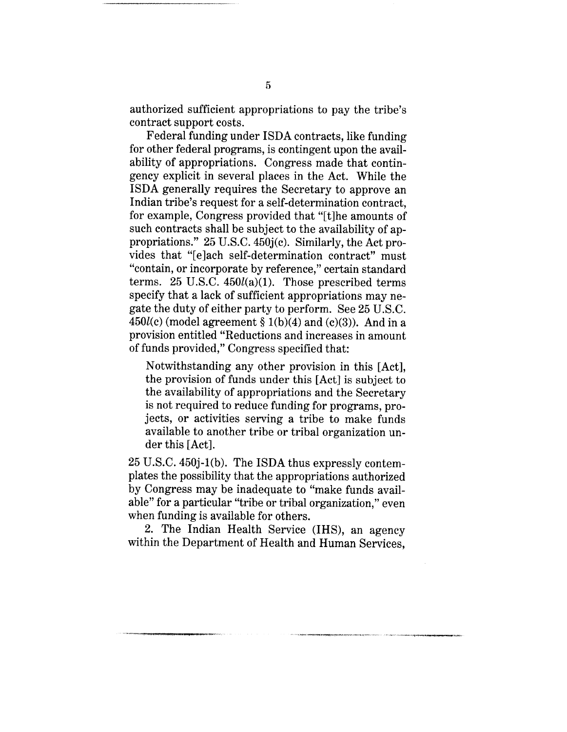authorized sufficient appropriations to pay the tribe's contract support costs.

Federal funding under ISDA contracts, like funding for other federal programs, is contingent upon the availability of appropriations. Congress made that contingency explicit in several places in the Act. While the ISDA generally requires the Secretary to approve an Indian tribe's request for a self-determination contract, for example, Congress provided that "[t]he amounts of such contracts shall be subject to the availability of appropriations." 25 U.S.C. 450j(c). Similarly, the Act provides that "[e]ach self-determination contract" must "contain, or incorporate by reference," certain standard terms. 25 U.S.C. 450*l*(a)(1). Those prescribed terms specify that a lack of sufficient appropriations may negate the duty of either party to perform. See 25 U.S.C. 450*l*(c) (model agreement § 1(b)(4) and (c)(3)). And in a provision entitled "Reductions and increases in amount of funds provided," Congress specified that:

> Notwithstanding any other provision in this [Act], the provision of funds under this [Act] is subject to the availability of appropriations and the Secretary is not required to reduce funding for programs, projects, or activities serving a tribe to make funds available to another tribe or tribal organization under this [Act].

25 U.S.C. 450j-1(b). The ISDA thus expressly contemplates the possibility that the appropriations authorized by Congress may be inadequate to "make funds available" for a particular "tribe or tribal organization," even when funding is available for others.

2. The Indian Health Service (IHS), an agency within the Department of Health and Human Services,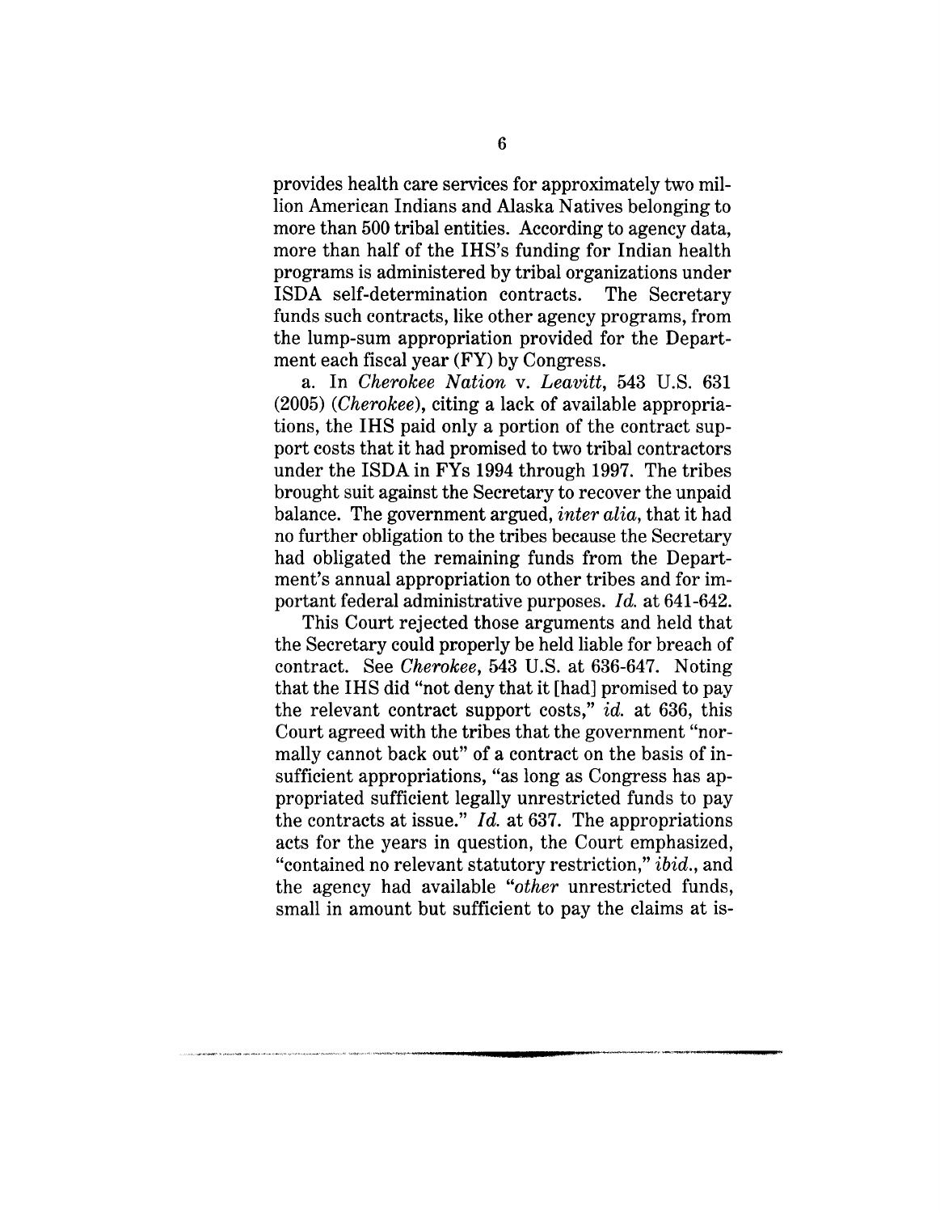provides health care services for approximately two million American Indians and Alaska Natives belonging to more than 500 tribal entities. According to agency data, more than half of the IHS's funding for Indian health programs is administered by tribal organizations under ISDA self-determination contracts. The Secretary funds such contracts, like other agency programs, from the lump-sum appropriation provided for the Department each fiscal year (FY) by Congress.

a. In *Cherokee Nation* v. *Leavitt*, 543 U.S. 631 (2005) (*Cherokee*), citing a lack of available appropriations, the IHS paid only a portion of the contract support costs that it had promised to two tribal contractors under the ISDA in FYs 1994 through 1997. The tribes brought suit against the Secretary to recover the unpaid balance. The government argued, *inter alia*, that it had no further obligation to the tribes because the Secretary had obligated the remaining funds from the Department's annual appropriation to other tribes and for important federal administrative purposes. *Id.* at 641-642.

This Court rejected those arguments and held that the Secretary could properly be held liable for breach of contract. See *Cherokee*, 543 U.S. at 636-647. Noting that the IHS did "not deny that it [had] promised to pay the relevant contract support costs," *id.* at 636, this Court agreed with the tribes that the government "normally cannot back out" of a contract on the basis of insufficient appropriations, "as long as Congress has appropriated sufficient legally unrestricted funds to pay the contracts at issue." *Id.* at 637. The appropriations acts for the years in question, the Court emphasized, "contained no relevant statutory restriction," *ibid.*, and the agency had available "*other* unrestricted funds, small in amount but sufficient to pay the claims at is-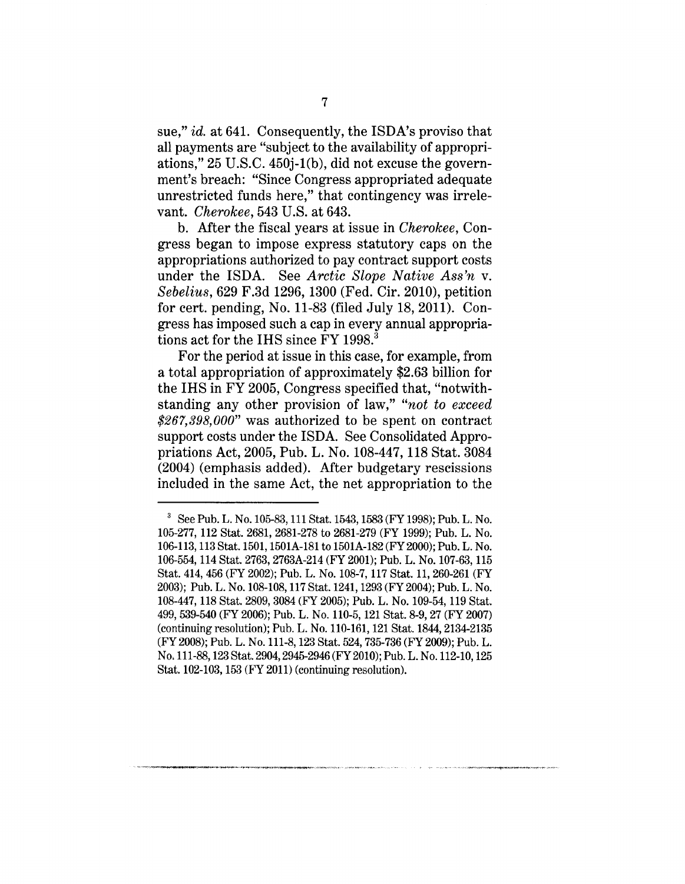sue," *id.* at 641. Consequently, the ISDA's proviso that all payments are "subject to the availability of appropriations," 25 U.S.C. 450j-1(b), did not excuse the government's breach: "Since Congress appropriated adequate unrestricted funds here," that contingency was irrelevant. *Cherokee*, 543 U.S. at 643.

b. After the fiscal years at issue in *Cherokee*, Congress began to impose express statutory caps on the appropriations authorized to pay contract support costs under the ISDA. See *Arctic Slope Native Ass'n* v. *Sebelius*, 629 F.3d 1296, 1300 (Fed. Cir. 2010), petition for cert. pending, No. 11-83 (filed July 18, 2011). Congress has imposed such a cap in every annual appropriations act for the IHS since FY 1998.[3]

For the period at issue in this case, for example, from a total appropriation of approximately $2.63 billion for the IHS in FY 2005, Congress specified that, "notwithstanding any other provision of law," "*not to exceed $267,398,000*" was authorized to be spent on contract support costs under the ISDA. See Consolidated Appropriations Act, 2005, Pub. L. No. 108-447, 118 Stat. 3084 (2004) (emphasis added). After budgetary rescissions included in the same Act, the net appropriation to the

---

[3] See Pub. L. No. 105-83, 111 Stat. 1543, 1583 (FY 1998); Pub. L. No. 105-277, 112 Stat. 2681, 2681-278 to 2681-279 (FY 1999); Pub. L. No. 106-113, 113 Stat. 1501, 1501A-181 to 1501A-182 (FY 2000); Pub. L. No. 106-554, 114 Stat. 2763, 2763A-214 (FY 2001); Pub. L. No. 107-63, 115 Stat. 414, 456 (FY 2002); Pub. L. No. 108-7, 117 Stat. 11, 260-261 (FY 2003); Pub. L. No. 108-108, 117 Stat. 1241, 1293 (FY 2004); Pub. L. No. 108-447, 118 Stat. 2809, 3084 (FY 2005); Pub. L. No. 109-54, 119 Stat. 499, 539-540 (FY 2006); Pub. L. No. 110-5, 121 Stat. 8-9, 27 (FY 2007) (continuing resolution); Pub. L. No. 110-161, 121 Stat. 1844, 2134-2135 (FY 2008); Pub. L. No. 111-8, 123 Stat. 524, 735-736 (FY 2009); Pub. L. No. 111-88, 123 Stat. 2904, 2945-2946 (FY 2010); Pub. L. No. 112-10, 125 Stat. 102-103, 153 (FY 2011) (continuing resolution).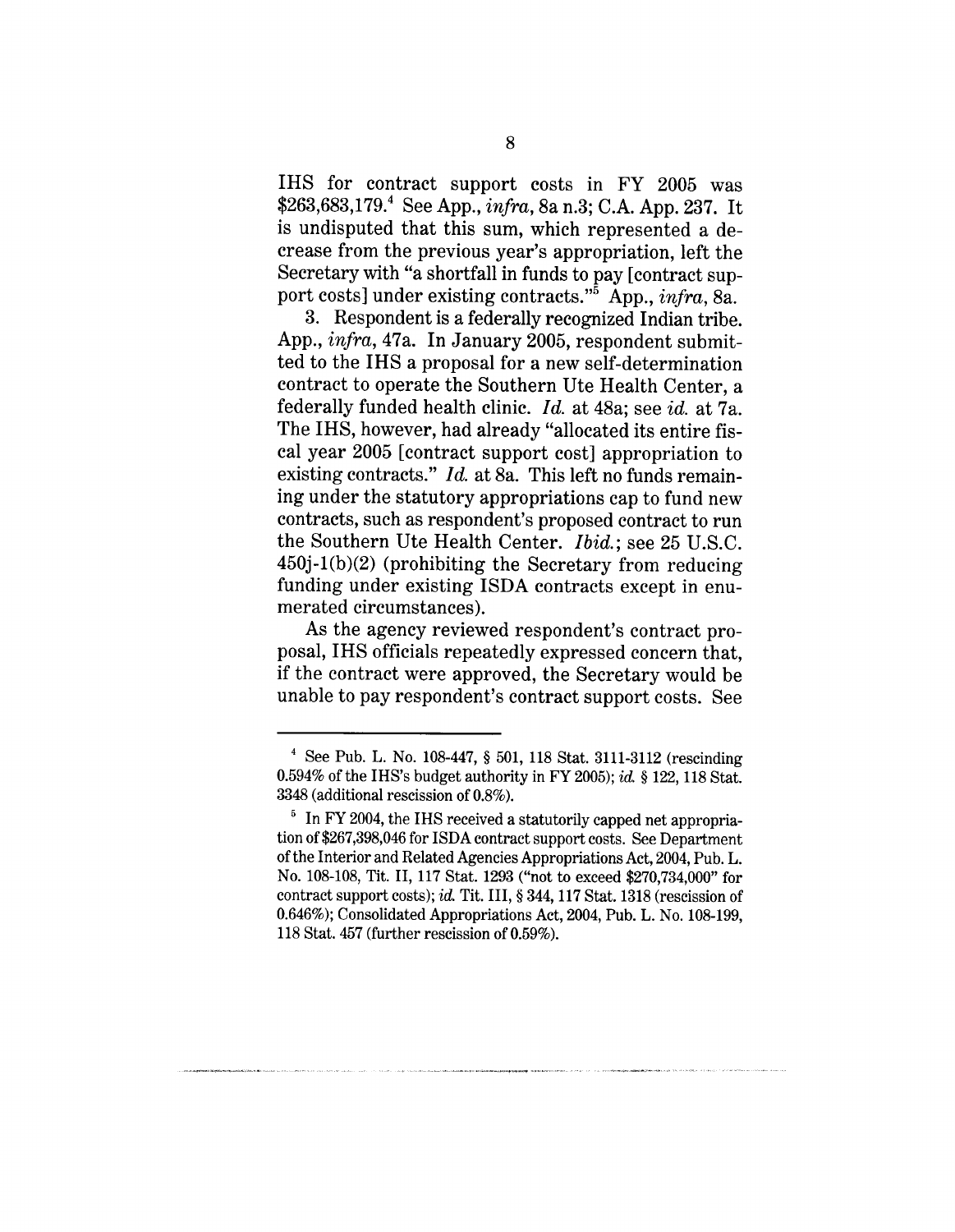IHS for contract support costs in FY 2005 was $263,683,179.[4] See App., *infra*, 8a n.3; C.A. App. 237. It is undisputed that this sum, which represented a decrease from the previous year's appropriation, left the Secretary with "a shortfall in funds to pay [contract support costs] under existing contracts."[5] App., *infra*, 8a.

3. Respondent is a federally recognized Indian tribe. App., *infra*, 47a. In January 2005, respondent submitted to the IHS a proposal for a new self-determination contract to operate the Southern Ute Health Center, a federally funded health clinic. *Id.* at 48a; see *id.* at 7a. The IHS, however, had already "allocated its entire fiscal year 2005 [contract support cost] appropriation to existing contracts." *Id.* at 8a. This left no funds remaining under the statutory appropriations cap to fund new contracts, such as respondent's proposed contract to run the Southern Ute Health Center. *Ibid.*; see 25 U.S.C. 450j-1(b)(2) (prohibiting the Secretary from reducing funding under existing ISDA contracts except in enumerated circumstances).

As the agency reviewed respondent's contract proposal, IHS officials repeatedly expressed concern that, if the contract were approved, the Secretary would be unable to pay respondent's contract support costs. See

---

[4] See Pub. L. No. 108-447, § 501, 118 Stat. 3111-3112 (rescinding 0.594% of the IHS's budget authority in FY 2005); *id.* § 122, 118 Stat. 3348 (additional rescission of 0.8%).

[5] In FY 2004, the IHS received a statutorily capped net appropriation of $267,398,046 for ISDA contract support costs. See Department of the Interior and Related Agencies Appropriations Act, 2004, Pub. L. No. 108-108, Tit. II, 117 Stat. 1293 ("not to exceed $270,734,000" for contract support costs); *id.* Tit. III, § 344, 117 Stat. 1318 (rescission of 0.646%); Consolidated Appropriations Act, 2004, Pub. L. No. 108-199, 118 Stat. 457 (further rescission of 0.59%).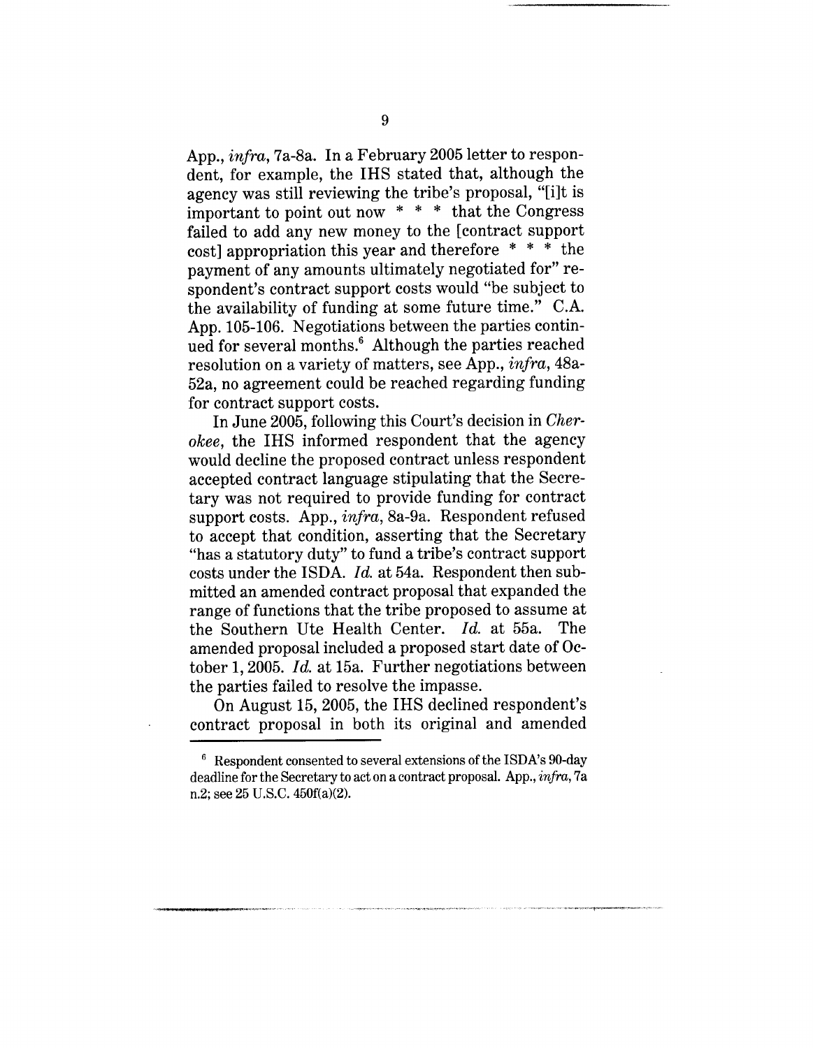App., *infra*, 7a-8a. In a February 2005 letter to respondent, for example, the IHS stated that, although the agency was still reviewing the tribe's proposal, "[i]t is important to point out now * * * that the Congress failed to add any new money to the [contract support cost] appropriation this year and therefore * * * the payment of any amounts ultimately negotiated for" respondent's contract support costs would "be subject to the availability of funding at some future time." C.A. App. 105-106. Negotiations between the parties continued for several months.[6] Although the parties reached resolution on a variety of matters, see App., *infra*, 48a-52a, no agreement could be reached regarding funding for contract support costs.

In June 2005, following this Court's decision in *Cherokee*, the IHS informed respondent that the agency would decline the proposed contract unless respondent accepted contract language stipulating that the Secretary was not required to provide funding for contract support costs. App., *infra*, 8a-9a. Respondent refused to accept that condition, asserting that the Secretary "has a statutory duty" to fund a tribe's contract support costs under the ISDA. *Id.* at 54a. Respondent then submitted an amended contract proposal that expanded the range of functions that the tribe proposed to assume at the Southern Ute Health Center. *Id.* at 55a. The amended proposal included a proposed start date of October 1, 2005. *Id.* at 15a. Further negotiations between the parties failed to resolve the impasse.

On August 15, 2005, the IHS declined respondent's contract proposal in both its original and amended

---

[6] Respondent consented to several extensions of the ISDA's 90-day deadline for the Secretary to act on a contract proposal. App., *infra*, 7a n.2; see 25 U.S.C. 450f(a)(2).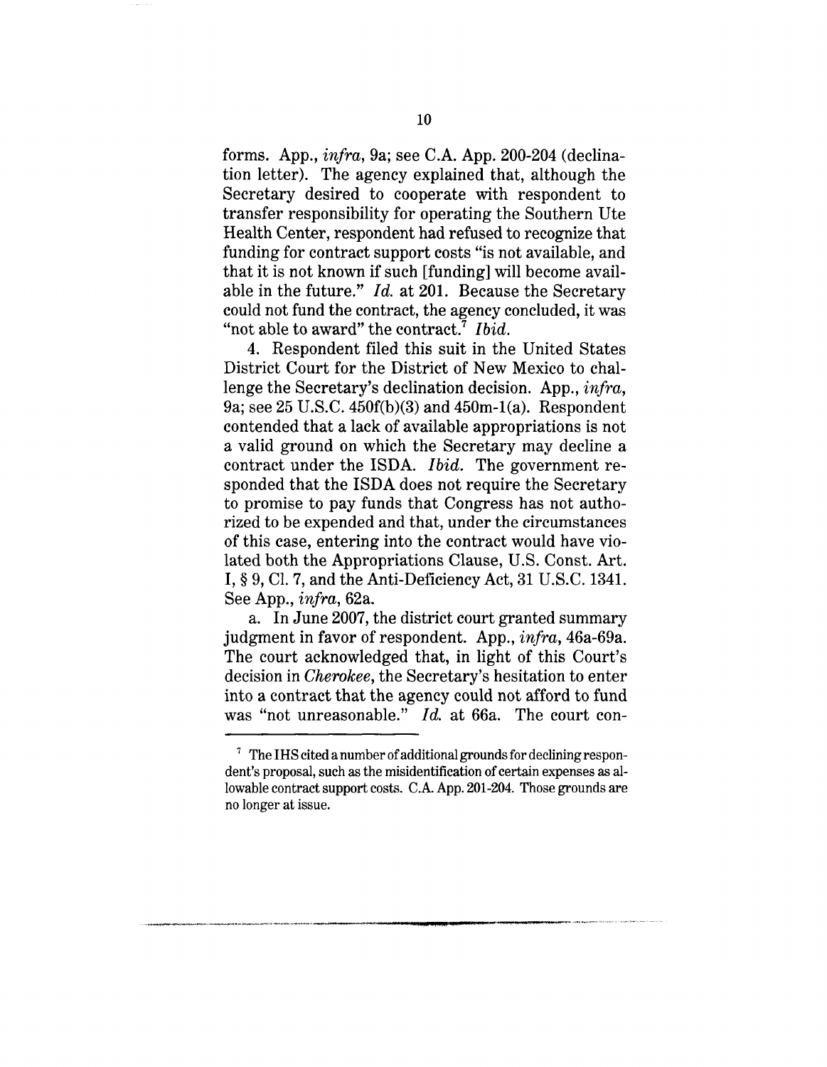forms. App., *infra*, 9a; see C.A. App. 200-204 (declination letter). The agency explained that, although the Secretary desired to cooperate with respondent to transfer responsibility for operating the Southern Ute Health Center, respondent had refused to recognize that funding for contract support costs "is not available, and that it is not known if such [funding] will become available in the future." *Id.* at 201. Because the Secretary could not fund the contract, the agency concluded, it was "not able to award" the contract.[7] *Ibid.*

4. Respondent filed this suit in the United States District Court for the District of New Mexico to challenge the Secretary's declination decision. App., *infra*, 9a; see 25 U.S.C. 450f(b)(3) and 450m-1(a). Respondent contended that a lack of available appropriations is not a valid ground on which the Secretary may decline a contract under the ISDA. *Ibid.* The government responded that the ISDA does not require the Secretary to promise to pay funds that Congress has not authorized to be expended and that, under the circumstances of this case, entering into the contract would have violated both the Appropriations Clause, U.S. Const. Art. I, § 9, Cl. 7, and the Anti-Deficiency Act, 31 U.S.C. 1341. See App., *infra*, 62a.

a. In June 2007, the district court granted summary judgment in favor of respondent. App., *infra*, 46a-69a. The court acknowledged that, in light of this Court's decision in *Cherokee*, the Secretary's hesitation to enter into a contract that the agency could not afford to fund was "not unreasonable." *Id.* at 66a. The court con-

[7] The IHS cited a number of additional grounds for declining respondent's proposal, such as the misidentification of certain expenses as allowable contract support costs. C.A. App. 201-204. Those grounds are no longer at issue.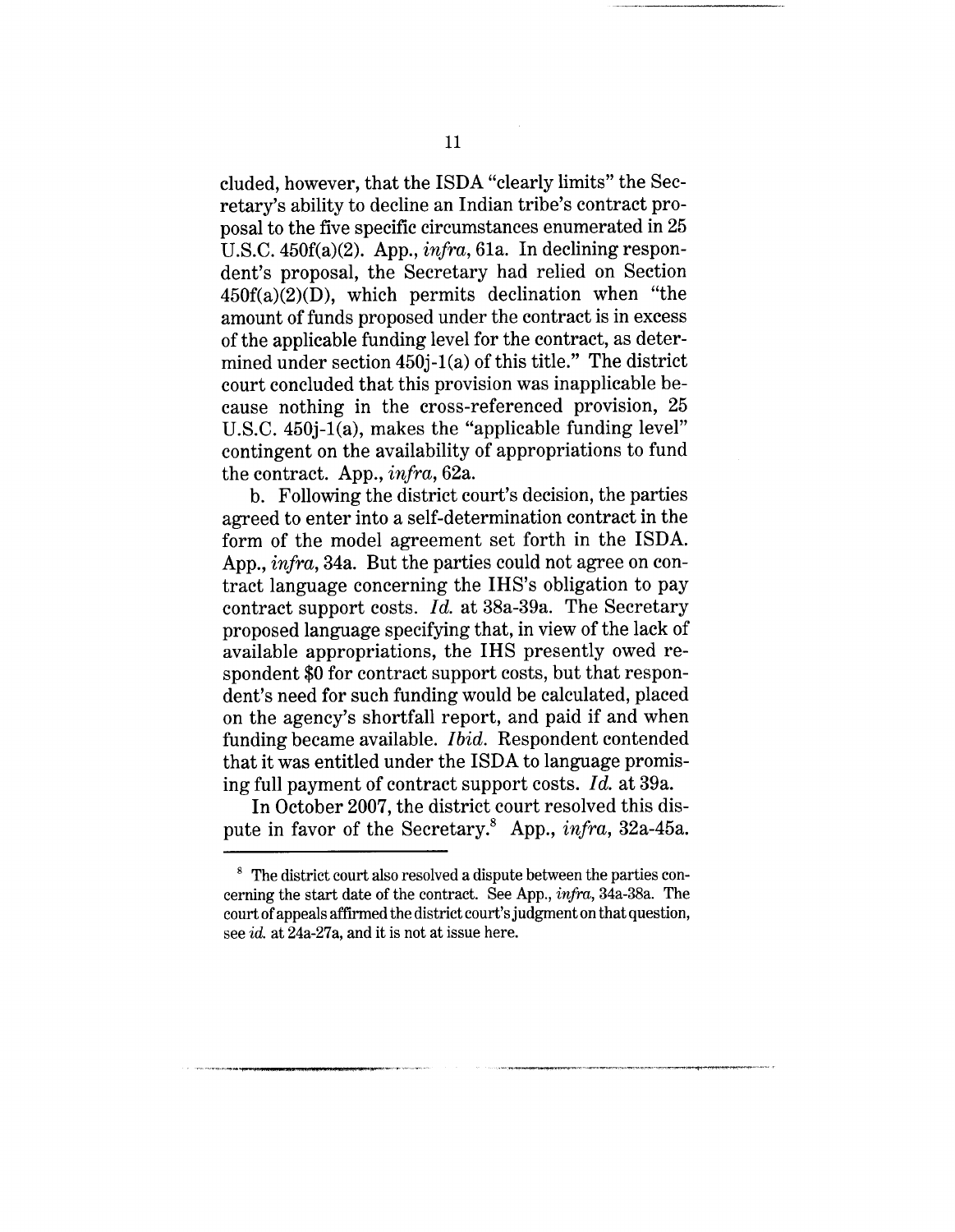cluded, however, that the ISDA "clearly limits" the Secretary's ability to decline an Indian tribe's contract proposal to the five specific circumstances enumerated in 25 U.S.C. 450f(a)(2). App., *infra*, 61a. In declining respondent's proposal, the Secretary had relied on Section 450f(a)(2)(D), which permits declination when "the amount of funds proposed under the contract is in excess of the applicable funding level for the contract, as determined under section 450j-1(a) of this title." The district court concluded that this provision was inapplicable because nothing in the cross-referenced provision, 25 U.S.C. 450j-1(a), makes the "applicable funding level" contingent on the availability of appropriations to fund the contract. App., *infra*, 62a.

b. Following the district court's decision, the parties agreed to enter into a self-determination contract in the form of the model agreement set forth in the ISDA. App., *infra*, 34a. But the parties could not agree on contract language concerning the IHS's obligation to pay contract support costs. *Id.* at 38a-39a. The Secretary proposed language specifying that, in view of the lack of available appropriations, the IHS presently owed respondent $0 for contract support costs, but that respondent's need for such funding would be calculated, placed on the agency's shortfall report, and paid if and when funding became available. *Ibid.* Respondent contended that it was entitled under the ISDA to language promising full payment of contract support costs. *Id.* at 39a.

In October 2007, the district court resolved this dispute in favor of the Secretary.[8] App., *infra*, 32a-45a.

---

[8] The district court also resolved a dispute between the parties concerning the start date of the contract. See App., *infra*, 34a-38a. The court of appeals affirmed the district court's judgment on that question, see *id.* at 24a-27a, and it is not at issue here.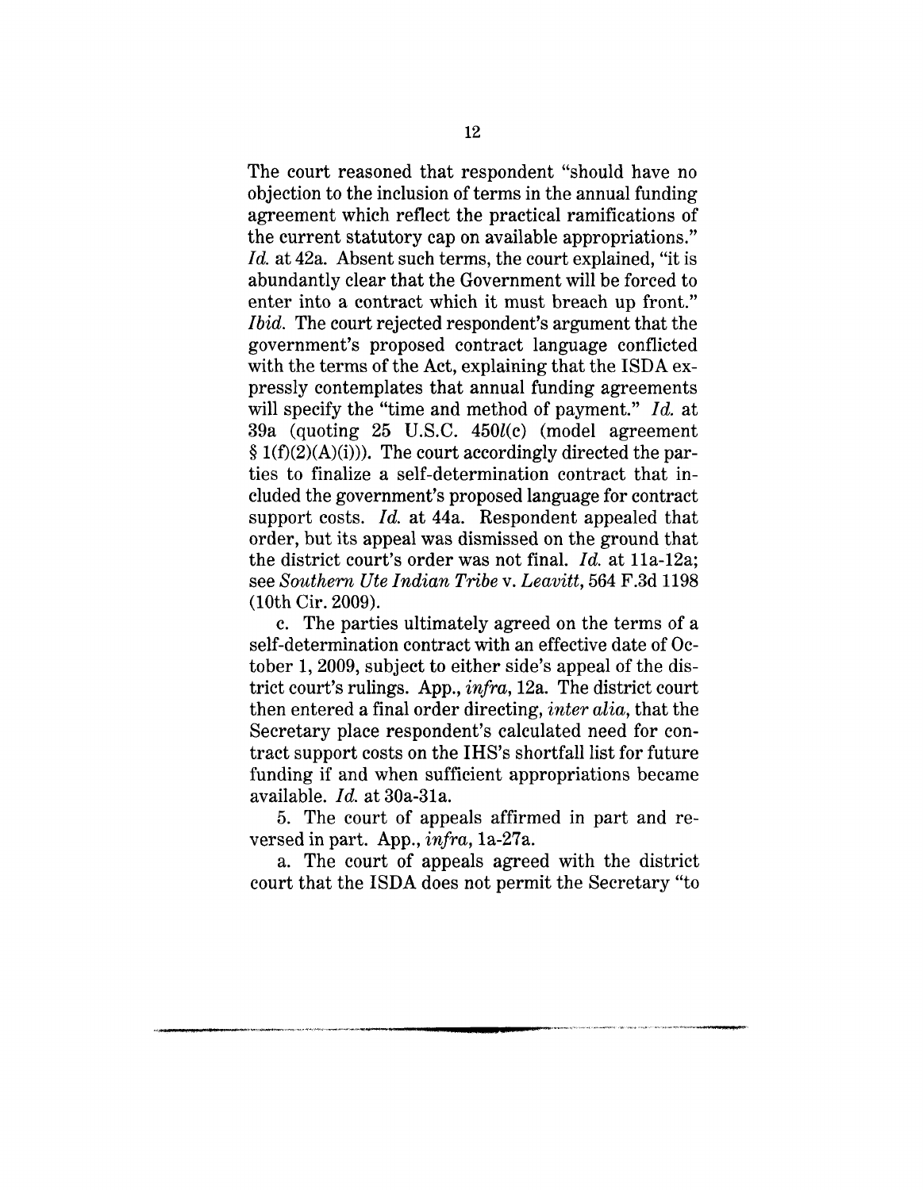The court reasoned that respondent "should have no objection to the inclusion of terms in the annual funding agreement which reflect the practical ramifications of the current statutory cap on available appropriations." *Id.* at 42a. Absent such terms, the court explained, "it is abundantly clear that the Government will be forced to enter into a contract which it must breach up front." *Ibid.* The court rejected respondent's argument that the government's proposed contract language conflicted with the terms of the Act, explaining that the ISDA expressly contemplates that annual funding agreements will specify the "time and method of payment." *Id.* at 39a (quoting 25 U.S.C. 450*l*(c) (model agreement § 1(f)(2)(A)(i))). The court accordingly directed the parties to finalize a self-determination contract that included the government's proposed language for contract support costs. *Id.* at 44a. Respondent appealed that order, but its appeal was dismissed on the ground that the district court's order was not final. *Id.* at 11a-12a; see *Southern Ute Indian Tribe* v. *Leavitt*, 564 F.3d 1198 (10th Cir. 2009).

c. The parties ultimately agreed on the terms of a self-determination contract with an effective date of October 1, 2009, subject to either side's appeal of the district court's rulings. App., *infra*, 12a. The district court then entered a final order directing, *inter alia*, that the Secretary place respondent's calculated need for contract support costs on the IHS's shortfall list for future funding if and when sufficient appropriations became available. *Id.* at 30a-31a.

5. The court of appeals affirmed in part and reversed in part. App., *infra*, 1a-27a.

a. The court of appeals agreed with the district court that the ISDA does not permit the Secretary "to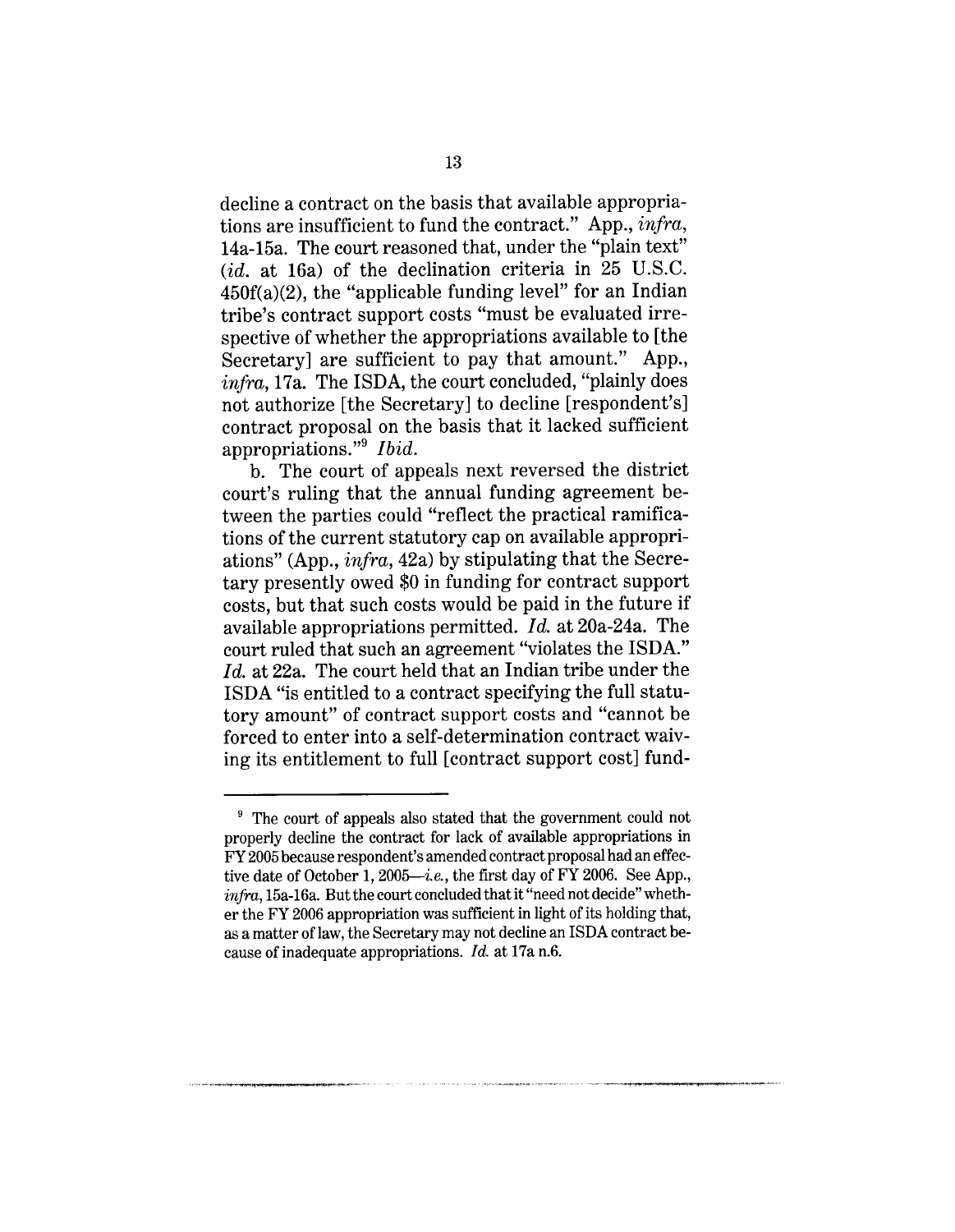decline a contract on the basis that available appropriations are insufficient to fund the contract." App., *infra*, 14a-15a. The court reasoned that, under the "plain text" (*id.* at 16a) of the declination criteria in 25 U.S.C. 450f(a)(2), the "applicable funding level" for an Indian tribe's contract support costs "must be evaluated irrespective of whether the appropriations available to [the Secretary] are sufficient to pay that amount." App., *infra*, 17a. The ISDA, the court concluded, "plainly does not authorize [the Secretary] to decline [respondent's] contract proposal on the basis that it lacked sufficient appropriations."[9] *Ibid.*

b. The court of appeals next reversed the district court's ruling that the annual funding agreement between the parties could "reflect the practical ramifications of the current statutory cap on available appropriations" (App., *infra*, 42a) by stipulating that the Secretary presently owed $0 in funding for contract support costs, but that such costs would be paid in the future if available appropriations permitted. *Id.* at 20a-24a. The court ruled that such an agreement "violates the ISDA." *Id.* at 22a. The court held that an Indian tribe under the ISDA "is entitled to a contract specifying the full statutory amount" of contract support costs and "cannot be forced to enter into a self-determination contract waiving its entitlement to full [contract support cost] fund-

---

[9] The court of appeals also stated that the government could not properly decline the contract for lack of available appropriations in FY 2005 because respondent's amended contract proposal had an effective date of October 1, 2005—*i.e.*, the first day of FY 2006. See App., *infra*, 15a-16a. But the court concluded that it "need not decide" whether the FY 2006 appropriation was sufficient in light of its holding that, as a matter of law, the Secretary may not decline an ISDA contract because of inadequate appropriations. *Id.* at 17a n.6.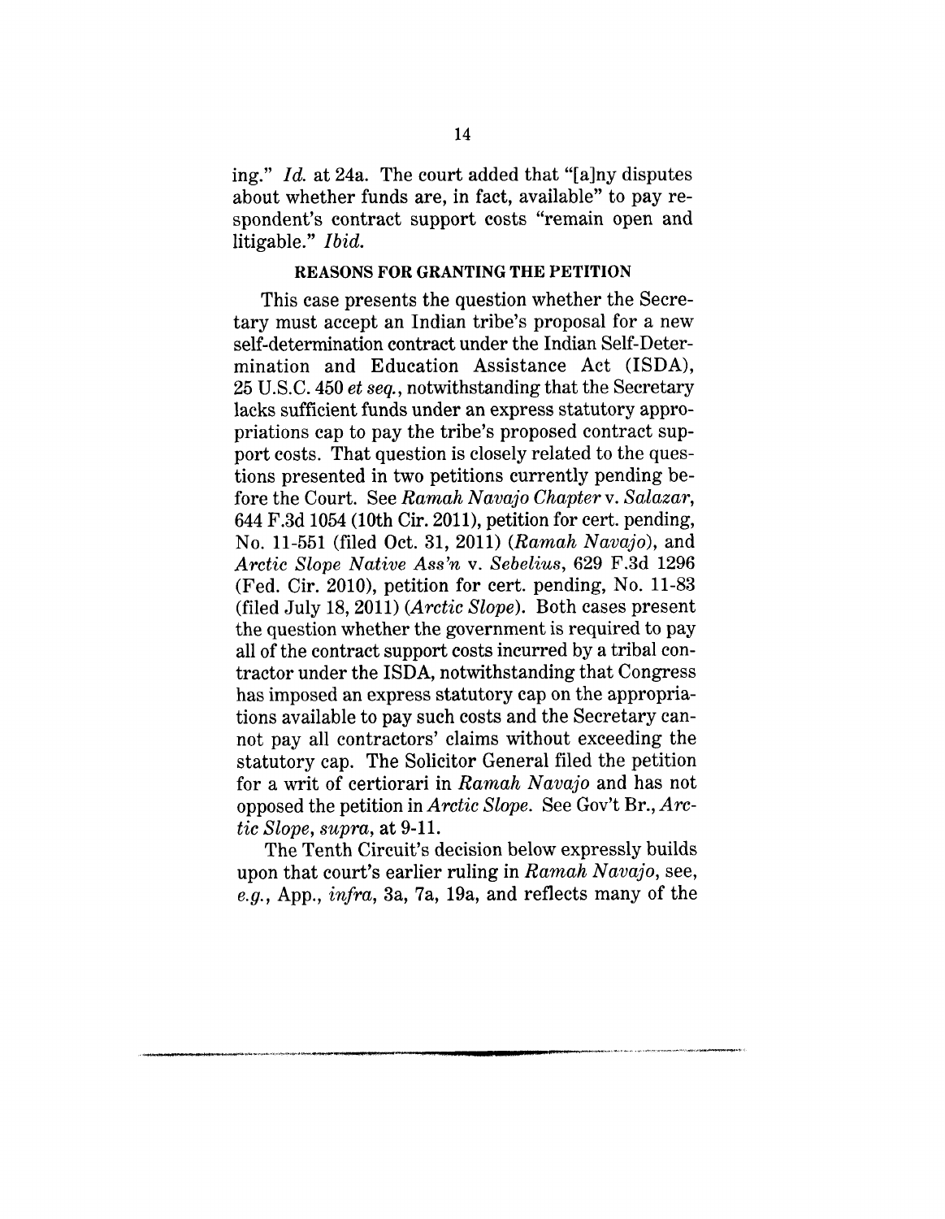ing." *Id.* at 24a. The court added that "[a]ny disputes about whether funds are, in fact, available" to pay respondent's contract support costs "remain open and litigable." *Ibid.*

## REASONS FOR GRANTING THE PETITION

This case presents the question whether the Secretary must accept an Indian tribe's proposal for a new self-determination contract under the Indian Self-Determination and Education Assistance Act (ISDA), 25 U.S.C. 450 *et seq.*, notwithstanding that the Secretary lacks sufficient funds under an express statutory appropriations cap to pay the tribe's proposed contract support costs. That question is closely related to the questions presented in two petitions currently pending before the Court. See *Ramah Navajo Chapter* v. *Salazar*, 644 F.3d 1054 (10th Cir. 2011), petition for cert. pending, No. 11-551 (filed Oct. 31, 2011) (*Ramah Navajo*), and *Arctic Slope Native Ass'n* v. *Sebelius*, 629 F.3d 1296 (Fed. Cir. 2010), petition for cert. pending, No. 11-83 (filed July 18, 2011) (*Arctic Slope*). Both cases present the question whether the government is required to pay all of the contract support costs incurred by a tribal contractor under the ISDA, notwithstanding that Congress has imposed an express statutory cap on the appropriations available to pay such costs and the Secretary cannot pay all contractors' claims without exceeding the statutory cap. The Solicitor General filed the petition for a writ of certiorari in *Ramah Navajo* and has not opposed the petition in *Arctic Slope*. See Gov't Br., *Arctic Slope*, *supra*, at 9-11.

The Tenth Circuit's decision below expressly builds upon that court's earlier ruling in *Ramah Navajo*, see, *e.g.*, App., *infra*, 3a, 7a, 19a, and reflects many of the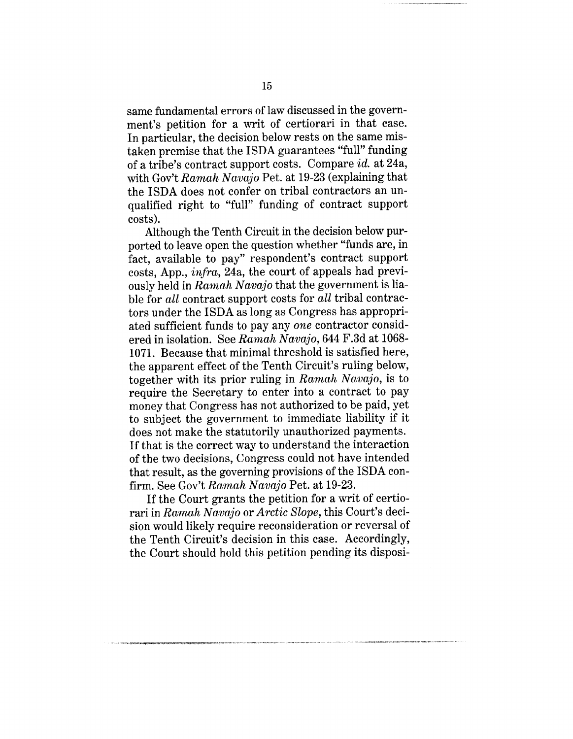same fundamental errors of law discussed in the government's petition for a writ of certiorari in that case. In particular, the decision below rests on the same mistaken premise that the ISDA guarantees "full" funding of a tribe's contract support costs. Compare *id.* at 24a, with Gov't *Ramah Navajo* Pet. at 19-23 (explaining that the ISDA does not confer on tribal contractors an unqualified right to "full" funding of contract support costs).

Although the Tenth Circuit in the decision below purported to leave open the question whether "funds are, in fact, available to pay" respondent's contract support costs, App., *infra*, 24a, the court of appeals had previously held in *Ramah Navajo* that the government is liable for *all* contract support costs for *all* tribal contractors under the ISDA as long as Congress has appropriated sufficient funds to pay any *one* contractor considered in isolation. See *Ramah Navajo*, 644 F.3d at 1068-1071. Because that minimal threshold is satisfied here, the apparent effect of the Tenth Circuit's ruling below, together with its prior ruling in *Ramah Navajo*, is to require the Secretary to enter into a contract to pay money that Congress has not authorized to be paid, yet to subject the government to immediate liability if it does not make the statutorily unauthorized payments. If that is the correct way to understand the interaction of the two decisions, Congress could not have intended that result, as the governing provisions of the ISDA confirm. See Gov't *Ramah Navajo* Pet. at 19-23.

If the Court grants the petition for a writ of certiorari in *Ramah Navajo* or *Arctic Slope*, this Court's decision would likely require reconsideration or reversal of the Tenth Circuit's decision in this case. Accordingly, the Court should hold this petition pending its disposi-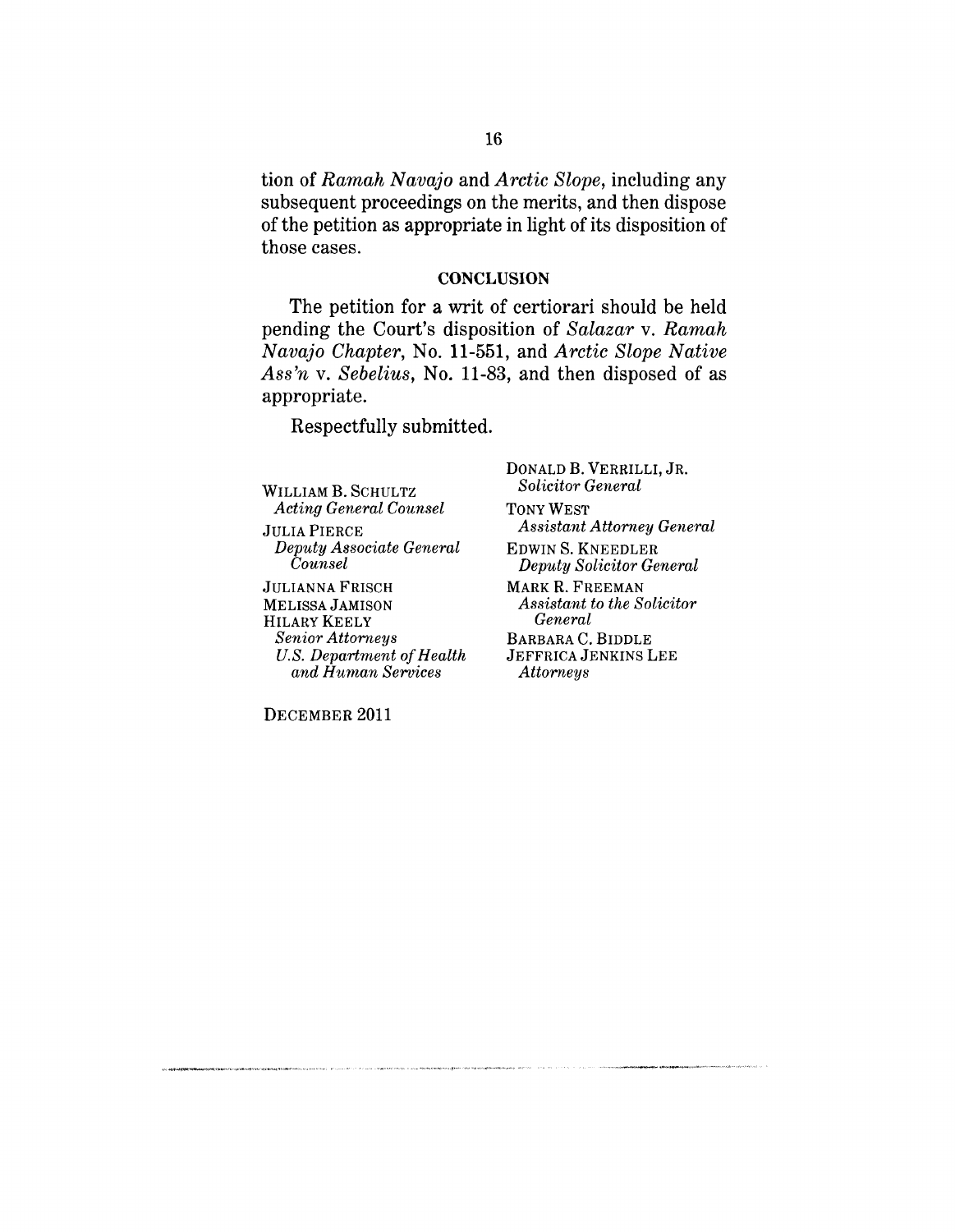tion of *Ramah Navajo* and *Arctic Slope*, including any subsequent proceedings on the merits, and then dispose of the petition as appropriate in light of its disposition of those cases.

## CONCLUSION

The petition for a writ of certiorari should be held pending the Court's disposition of *Salazar* v. *Ramah Navajo Chapter*, No. 11-551, and *Arctic Slope Native Ass'n* v. *Sebelius*, No. 11-83, and then disposed of as appropriate.

Respectfully submitted.

WILLIAM B. SCHULTZ
*Acting General Counsel*

JULIA PIERCE
*Deputy Associate General Counsel*

JULIANNA FRISCH
MELISSA JAMISON
HILARY KEELY
*Senior Attorneys*
*U.S. Department of Health and Human Services*

DONALD B. VERRILLI, JR.
*Solicitor General*

TONY WEST
*Assistant Attorney General*

EDWIN S. KNEEDLER
*Deputy Solicitor General*

MARK R. FREEMAN
*Assistant to the Solicitor General*

BARBARA C. BIDDLE
JEFFRICA JENKINS LEE
*Attorneys*

DECEMBER 2011